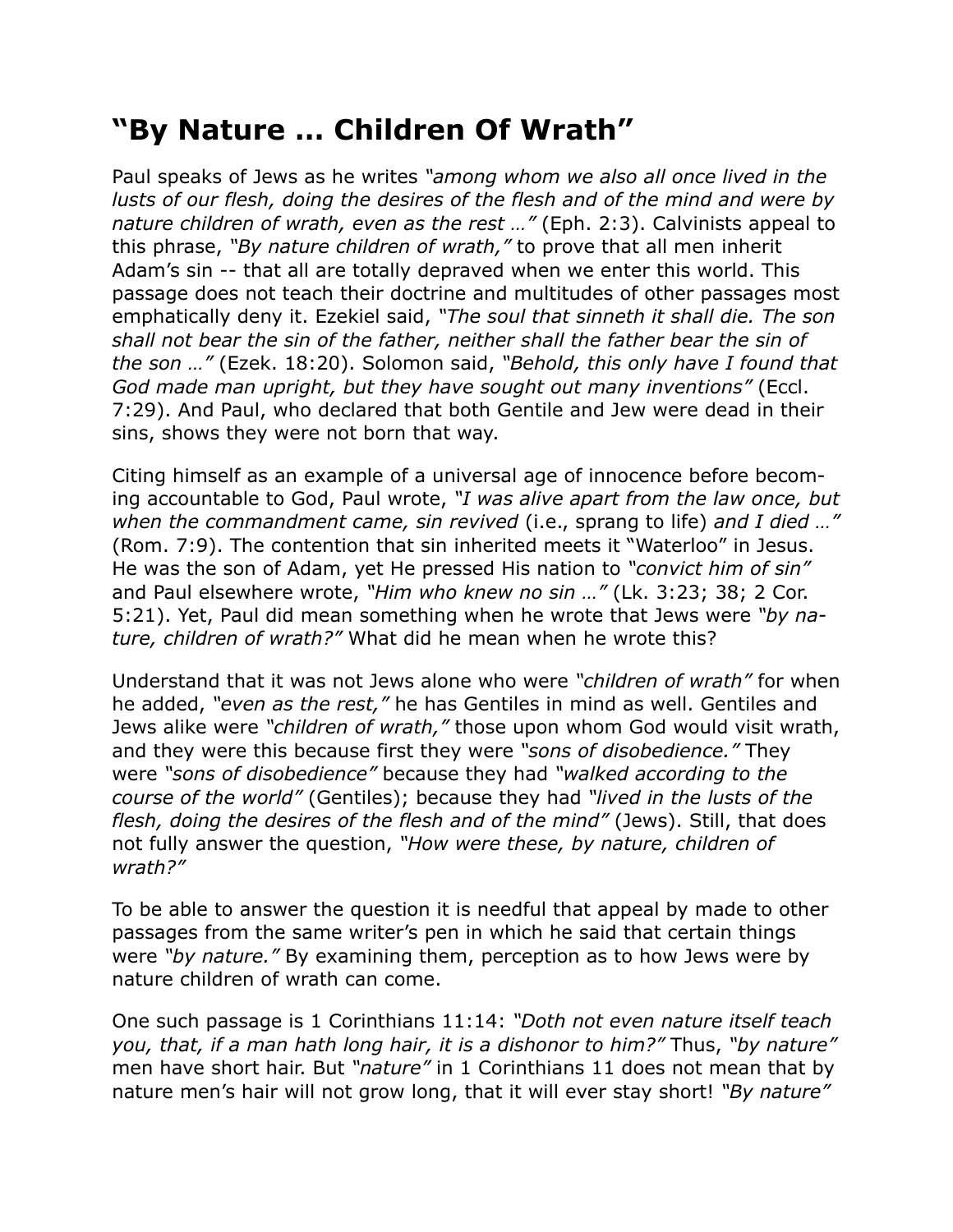# "By Nature … Children Of Wrath"

Paul speaks of Jews as he writes *"among whom we also all once lived in the lusts of our flesh, doing the desires of the flesh and of the mind and were by nature children of wrath, even as the rest …"* (Eph. 2:3). Calvinists appeal to this phrase, *"By nature children of wrath,"* to prove that all men inherit Adam's sin -- that all are totally depraved when we enter this world. This passage does not teach their doctrine and multitudes of other passages most emphatically deny it. Ezekiel said, *"The soul that sinneth it shall die. The son shall not bear the sin of the father, neither shall the father bear the sin of the son …"* (Ezek. 18:20). Solomon said, *"Behold, this only have I found that God made man upright, but they have sought out many inventions"* (Eccl. 7:29). And Paul, who declared that both Gentile and Jew were dead in their sins, shows they were not born that way.

Citing himself as an example of a universal age of innocence before becoming accountable to God, Paul wrote, *"I was alive apart from the law once, but when the commandment came, sin revived* (i.e., sprang to life) *and I died …"* (Rom. 7:9). The contention that sin inherited meets it "Waterloo" in Jesus. He was the son of Adam, yet He pressed His nation to *"convict him of sin"* and Paul elsewhere wrote, *"Him who knew no sin …"* (Lk. 3:23; 38; 2 Cor. 5:21). Yet, Paul did mean something when he wrote that Jews were *"by nature, children of wrath?"* What did he mean when he wrote this?

Understand that it was not Jews alone who were *"children of wrath"* for when he added, *"even as the rest,"* he has Gentiles in mind as well. Gentiles and Jews alike were *"children of wrath,"* those upon whom God would visit wrath, and they were this because first they were *"sons of disobedience."* They were *"sons of disobedience"* because they had *"walked according to the course of the world"* (Gentiles); because they had *"lived in the lusts of the flesh, doing the desires of the flesh and of the mind"* (Jews). Still, that does not fully answer the question, *"How were these, by nature, children of wrath?"*

To be able to answer the question it is needful that appeal by made to other passages from the same writer's pen in which he said that certain things were *"by nature."* By examining them, perception as to how Jews were by nature children of wrath can come.

One such passage is 1 Corinthians 11:14: *"Doth not even nature itself teach you, that, if a man hath long hair, it is a dishonor to him?"* Thus, *"by nature"* men have short hair. But *"nature"* in 1 Corinthians 11 does not mean that by nature men's hair will not grow long, that it will ever stay short! *"By nature"*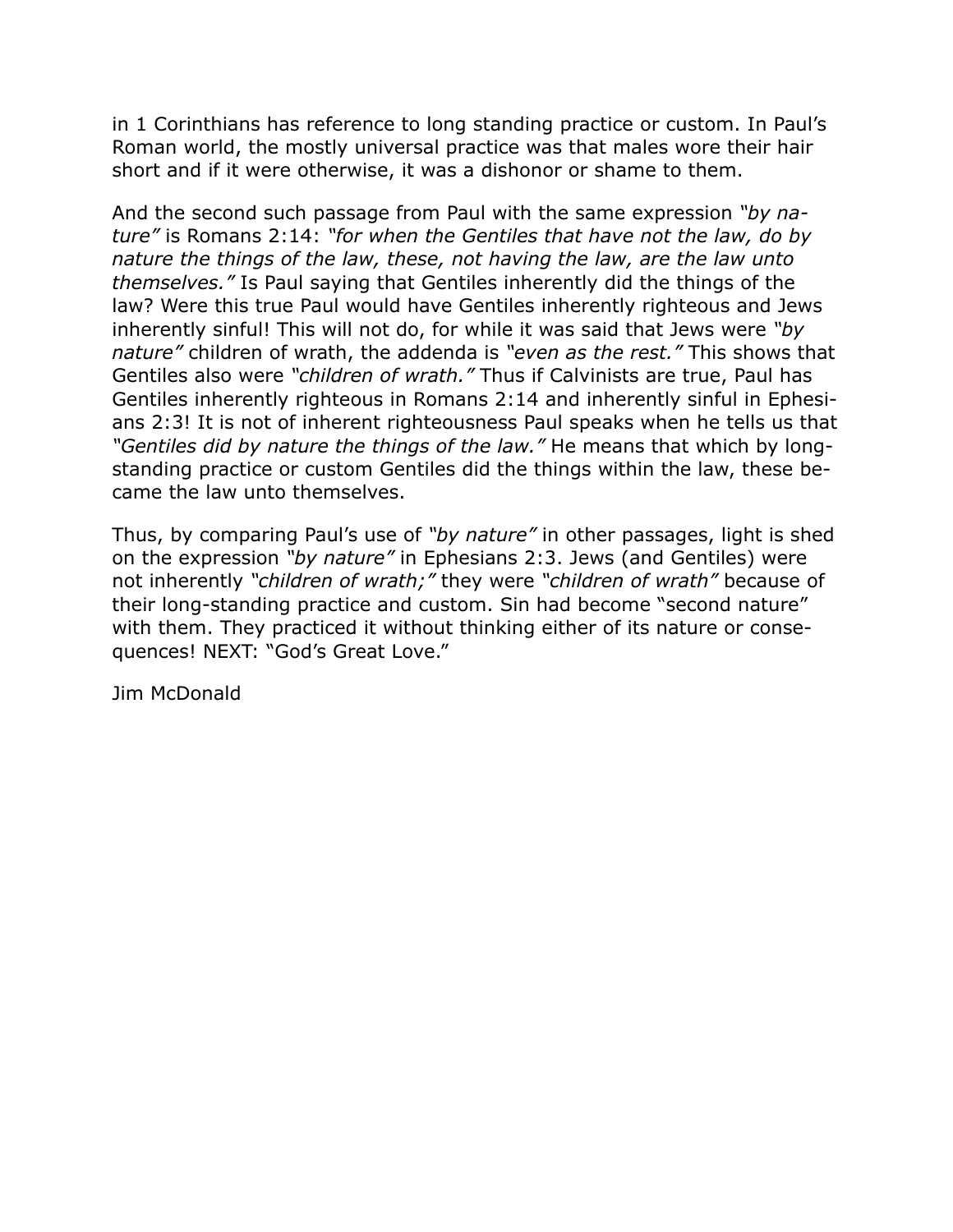in 1 Corinthians has reference to long standing practice or custom. In Paul's Roman world, the mostly universal practice was that males wore their hair short and if it were otherwise, it was a dishonor or shame to them.

And the second such passage from Paul with the same expression *"by nature"* is Romans 2:14: *"for when the Gentiles that have not the law, do by nature the things of the law, these, not having the law, are the law unto themselves."* Is Paul saying that Gentiles inherently did the things of the law? Were this true Paul would have Gentiles inherently righteous and Jews inherently sinful! This will not do, for while it was said that Jews were *"by nature"* children of wrath, the addenda is *"even as the rest."* This shows that Gentiles also were *"children of wrath."* Thus if Calvinists are true, Paul has Gentiles inherently righteous in Romans 2:14 and inherently sinful in Ephesians 2:3! It is not of inherent righteousness Paul speaks when he tells us that *"Gentiles did by nature the things of the law."* He means that which by long-standing practice or custom Gentiles did the things within the law, these became the law unto themselves.

Thus, by comparing Paul's use of *"by nature"* in other passages, light is shed on the expression *"by nature"* in Ephesians 2:3. Jews (and Gentiles) were not inherently *"children of wrath;"* they were *"children of wrath"* because of their long-standing practice and custom. Sin had become "second nature" with them. They practiced it without thinking either of its nature or consequences! NEXT: "God's Great Love."

Jim McDonald